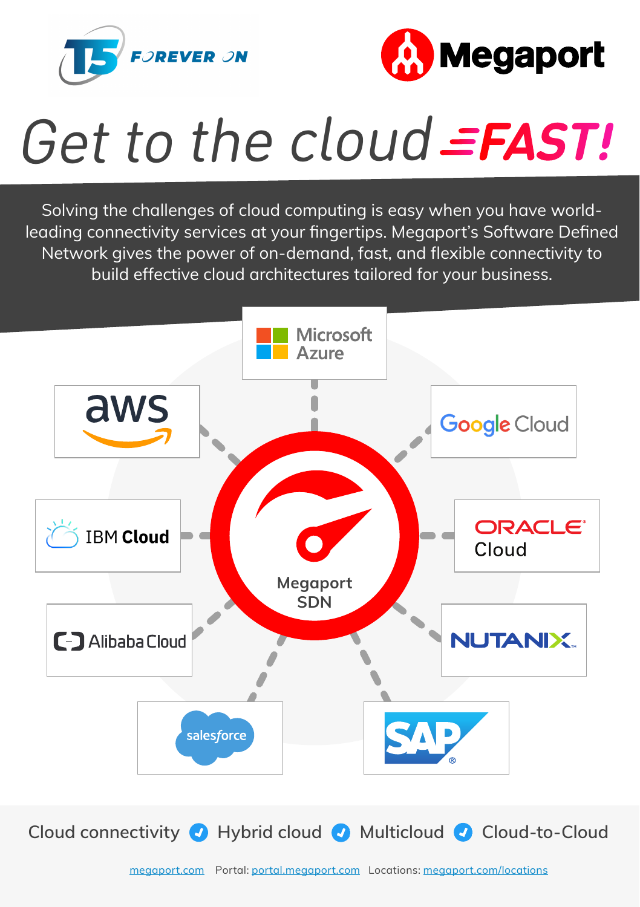T5 FOREVER ON

Megaport

# Get to the cloud FAST!

Solving the challenges of cloud computing is easy when you have world-leading connectivity services at your fingertips. Megaport's Software Defined Network gives the power of on-demand, fast, and flexible connectivity to build effective cloud architectures tailored for your business.

Microsoft Azure

aws

Google Cloud

IBM Cloud

Megaport SDN

ORACLE Cloud

Alibaba Cloud

NUTANIX

salesforce

SAP

Cloud connectivity ✓ Hybrid cloud ✓ Multicloud ✓ Cloud-to-Cloud

megaport.com   Portal: portal.megaport.com   Locations: megaport.com/locations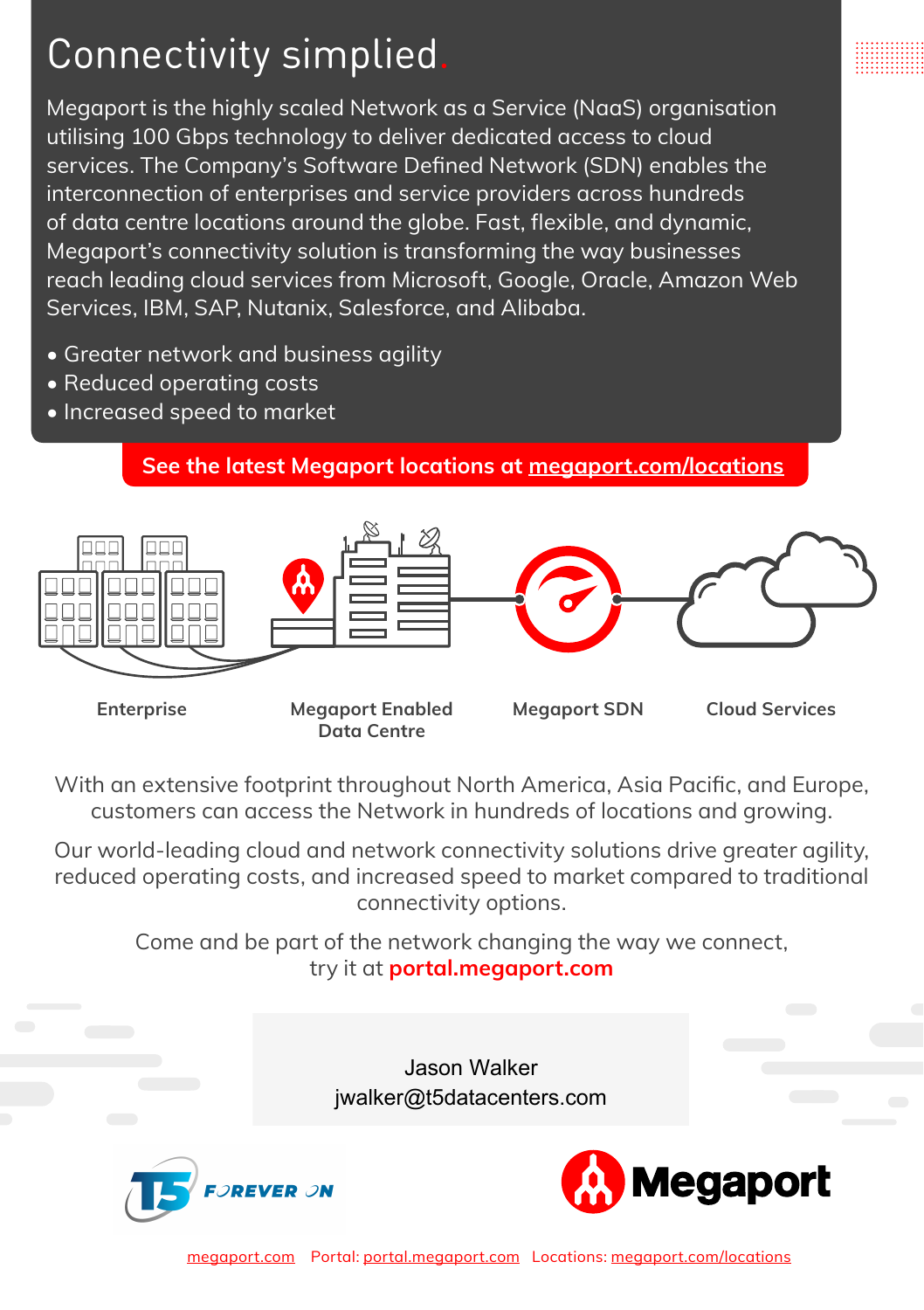# Connectivity simplied.

Megaport is the highly scaled Network as a Service (NaaS) organisation utilising 100 Gbps technology to deliver dedicated access to cloud services. The Company's Software Defined Network (SDN) enables the interconnection of enterprises and service providers across hundreds of data centre locations around the globe. Fast, flexible, and dynamic, Megaport's connectivity solution is transforming the way businesses reach leading cloud services from Microsoft, Google, Oracle, Amazon Web Services, IBM, SAP, Nutanix, Salesforce, and Alibaba.

- Greater network and business agility
- Reduced operating costs
- Increased speed to market

**See the latest Megaport locations at megaport.com/locations**

Enterprise

Megaport Enabled Data Centre

Megaport SDN

Cloud Services

With an extensive footprint throughout North America, Asia Pacific, and Europe, customers can access the Network in hundreds of locations and growing.

Our world-leading cloud and network connectivity solutions drive greater agility, reduced operating costs, and increased speed to market compared to traditional connectivity options.

Come and be part of the network changing the way we connect, try it at **portal.megaport.com**

Jason Walker
jwalker@t5datacenters.com

T5 FOREVER ON

Megaport

megaport.com Portal: portal.megaport.com Locations: megaport.com/locations